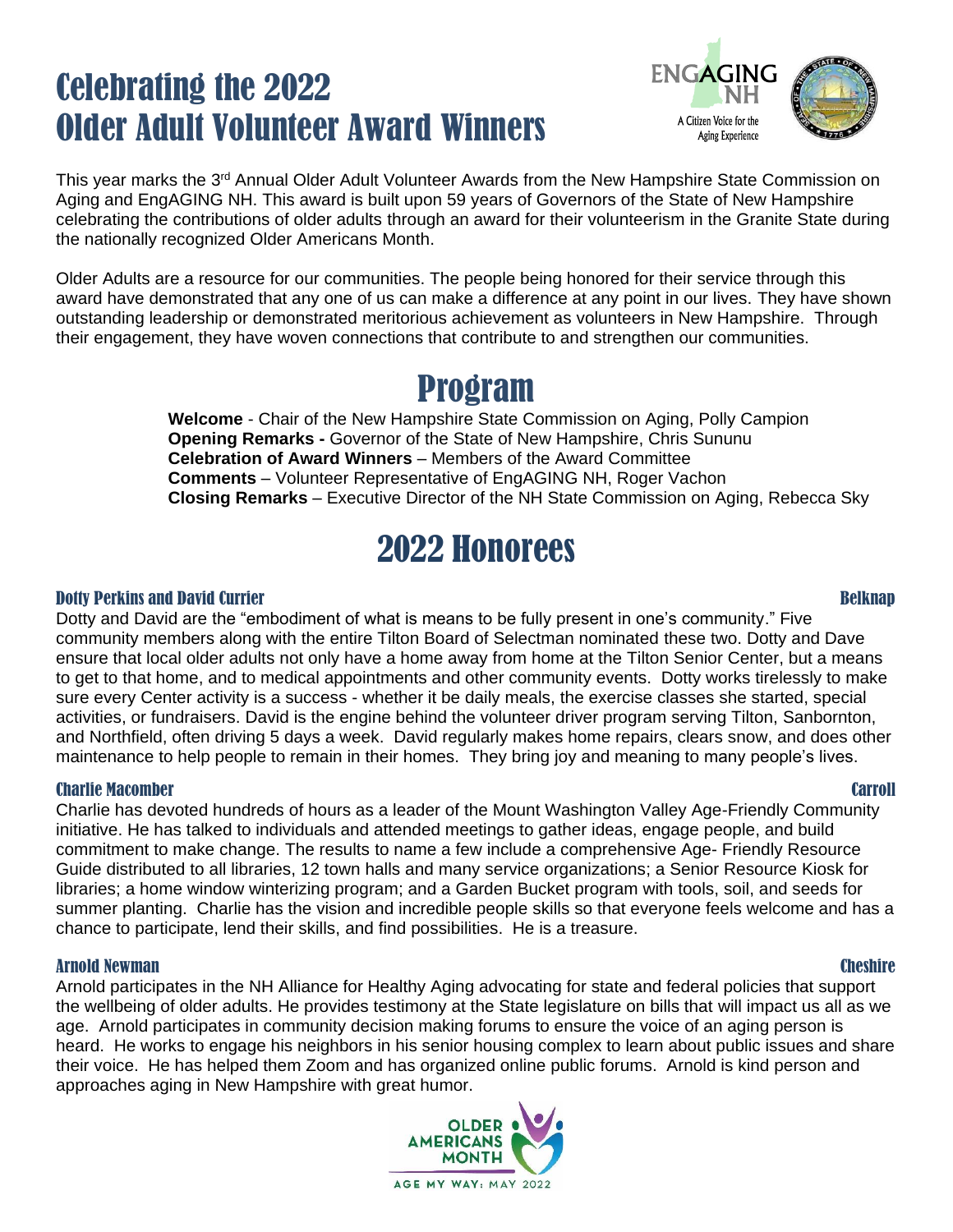# Celebrating the 2022 Older Adult Volunteer Award Winners

This year marks the 3rd Annual Older Adult Volunteer Awards from the New Hampshire State Commission on Aging and EngAGING NH. This award is built upon 59 years of Governors of the State of New Hampshire celebrating the contributions of older adults through an award for their volunteerism in the Granite State during the nationally recognized Older Americans Month.

Older Adults are a resource for our communities. The people being honored for their service through this award have demonstrated that any one of us can make a difference at any point in our lives. They have shown outstanding leadership or demonstrated meritorious achievement as volunteers in New Hampshire. Through their engagement, they have woven connections that contribute to and strengthen our communities.

## Program

**Welcome** - Chair of the New Hampshire State Commission on Aging, Polly Campion
**Opening Remarks -** Governor of the State of New Hampshire, Chris Sununu
**Celebration of Award Winners** – Members of the Award Committee
**Comments** – Volunteer Representative of EngAGING NH, Roger Vachon
**Closing Remarks** – Executive Director of the NH State Commission on Aging, Rebecca Sky

## 2022 Honorees

### Dotty Perkins and David Currier — Belknap

Dotty and David are the "embodiment of what is means to be fully present in one's community." Five community members along with the entire Tilton Board of Selectman nominated these two. Dotty and Dave ensure that local older adults not only have a home away from home at the Tilton Senior Center, but a means to get to that home, and to medical appointments and other community events. Dotty works tirelessly to make sure every Center activity is a success - whether it be daily meals, the exercise classes she started, special activities, or fundraisers. David is the engine behind the volunteer driver program serving Tilton, Sanbornton, and Northfield, often driving 5 days a week. David regularly makes home repairs, clears snow, and does other maintenance to help people to remain in their homes. They bring joy and meaning to many people's lives.

### Charlie Macomber — Carroll

Charlie has devoted hundreds of hours as a leader of the Mount Washington Valley Age-Friendly Community initiative. He has talked to individuals and attended meetings to gather ideas, engage people, and build commitment to make change. The results to name a few include a comprehensive Age- Friendly Resource Guide distributed to all libraries, 12 town halls and many service organizations; a Senior Resource Kiosk for libraries; a home window winterizing program; and a Garden Bucket program with tools, soil, and seeds for summer planting. Charlie has the vision and incredible people skills so that everyone feels welcome and has a chance to participate, lend their skills, and find possibilities. He is a treasure.

### Arnold Newman — Cheshire

Arnold participates in the NH Alliance for Healthy Aging advocating for state and federal policies that support the wellbeing of older adults. He provides testimony at the State legislature on bills that will impact us all as we age. Arnold participates in community decision making forums to ensure the voice of an aging person is heard. He works to engage his neighbors in his senior housing complex to learn about public issues and share their voice. He has helped them Zoom and has organized online public forums. Arnold is kind person and approaches aging in New Hampshire with great humor.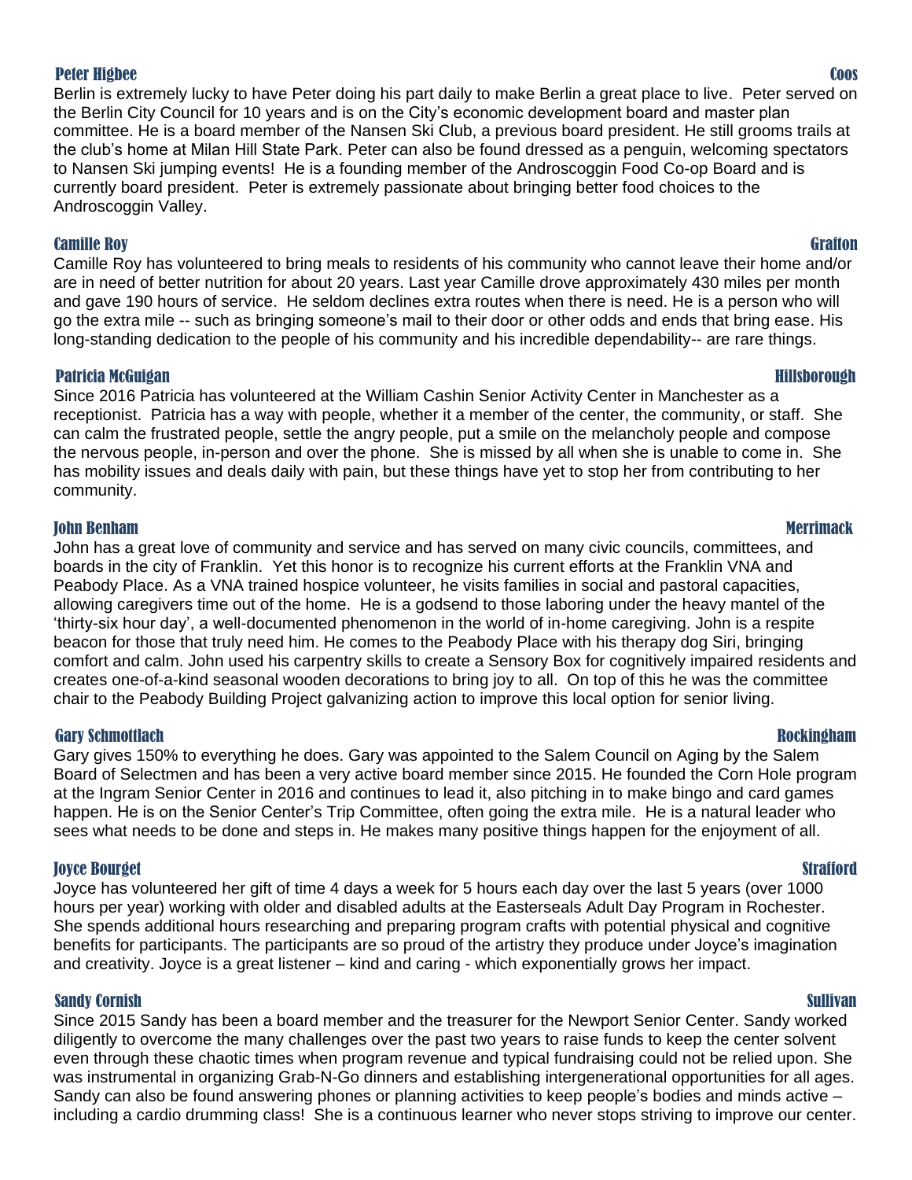### Peter Higbee — Coos

Berlin is extremely lucky to have Peter doing his part daily to make Berlin a great place to live. Peter served on the Berlin City Council for 10 years and is on the City's economic development board and master plan committee. He is a board member of the Nansen Ski Club, a previous board president. He still grooms trails at the club's home at Milan Hill State Park. Peter can also be found dressed as a penguin, welcoming spectators to Nansen Ski jumping events! He is a founding member of the Androscoggin Food Co-op Board and is currently board president. Peter is extremely passionate about bringing better food choices to the Androscoggin Valley.

### Camille Roy — Grafton

Camille Roy has volunteered to bring meals to residents of his community who cannot leave their home and/or are in need of better nutrition for about 20 years. Last year Camille drove approximately 430 miles per month and gave 190 hours of service. He seldom declines extra routes when there is need. He is a person who will go the extra mile -- such as bringing someone's mail to their door or other odds and ends that bring ease. His long-standing dedication to the people of his community and his incredible dependability-- are rare things.

### Patricia McGuigan — Hillsborough

Since 2016 Patricia has volunteered at the William Cashin Senior Activity Center in Manchester as a receptionist. Patricia has a way with people, whether it a member of the center, the community, or staff. She can calm the frustrated people, settle the angry people, put a smile on the melancholy people and compose the nervous people, in-person and over the phone. She is missed by all when she is unable to come in. She has mobility issues and deals daily with pain, but these things have yet to stop her from contributing to her community.

### John Benham — Merrimack

John has a great love of community and service and has served on many civic councils, committees, and boards in the city of Franklin. Yet this honor is to recognize his current efforts at the Franklin VNA and Peabody Place. As a VNA trained hospice volunteer, he visits families in social and pastoral capacities, allowing caregivers time out of the home. He is a godsend to those laboring under the heavy mantel of the 'thirty-six hour day', a well-documented phenomenon in the world of in-home caregiving. John is a respite beacon for those that truly need him. He comes to the Peabody Place with his therapy dog Siri, bringing comfort and calm. John used his carpentry skills to create a Sensory Box for cognitively impaired residents and creates one-of-a-kind seasonal wooden decorations to bring joy to all. On top of this he was the committee chair to the Peabody Building Project galvanizing action to improve this local option for senior living.

### Gary Schmottlach — Rockingham

Gary gives 150% to everything he does. Gary was appointed to the Salem Council on Aging by the Salem Board of Selectmen and has been a very active board member since 2015. He founded the Corn Hole program at the Ingram Senior Center in 2016 and continues to lead it, also pitching in to make bingo and card games happen. He is on the Senior Center's Trip Committee, often going the extra mile. He is a natural leader who sees what needs to be done and steps in. He makes many positive things happen for the enjoyment of all.

### Joyce Bourget — Strafford

Joyce has volunteered her gift of time 4 days a week for 5 hours each day over the last 5 years (over 1000 hours per year) working with older and disabled adults at the Easterseals Adult Day Program in Rochester. She spends additional hours researching and preparing program crafts with potential physical and cognitive benefits for participants. The participants are so proud of the artistry they produce under Joyce's imagination and creativity. Joyce is a great listener – kind and caring - which exponentially grows her impact.

### Sandy Cornish — Sullivan

Since 2015 Sandy has been a board member and the treasurer for the Newport Senior Center. Sandy worked diligently to overcome the many challenges over the past two years to raise funds to keep the center solvent even through these chaotic times when program revenue and typical fundraising could not be relied upon. She was instrumental in organizing Grab-N-Go dinners and establishing intergenerational opportunities for all ages. Sandy can also be found answering phones or planning activities to keep people's bodies and minds active – including a cardio drumming class! She is a continuous learner who never stops striving to improve our center.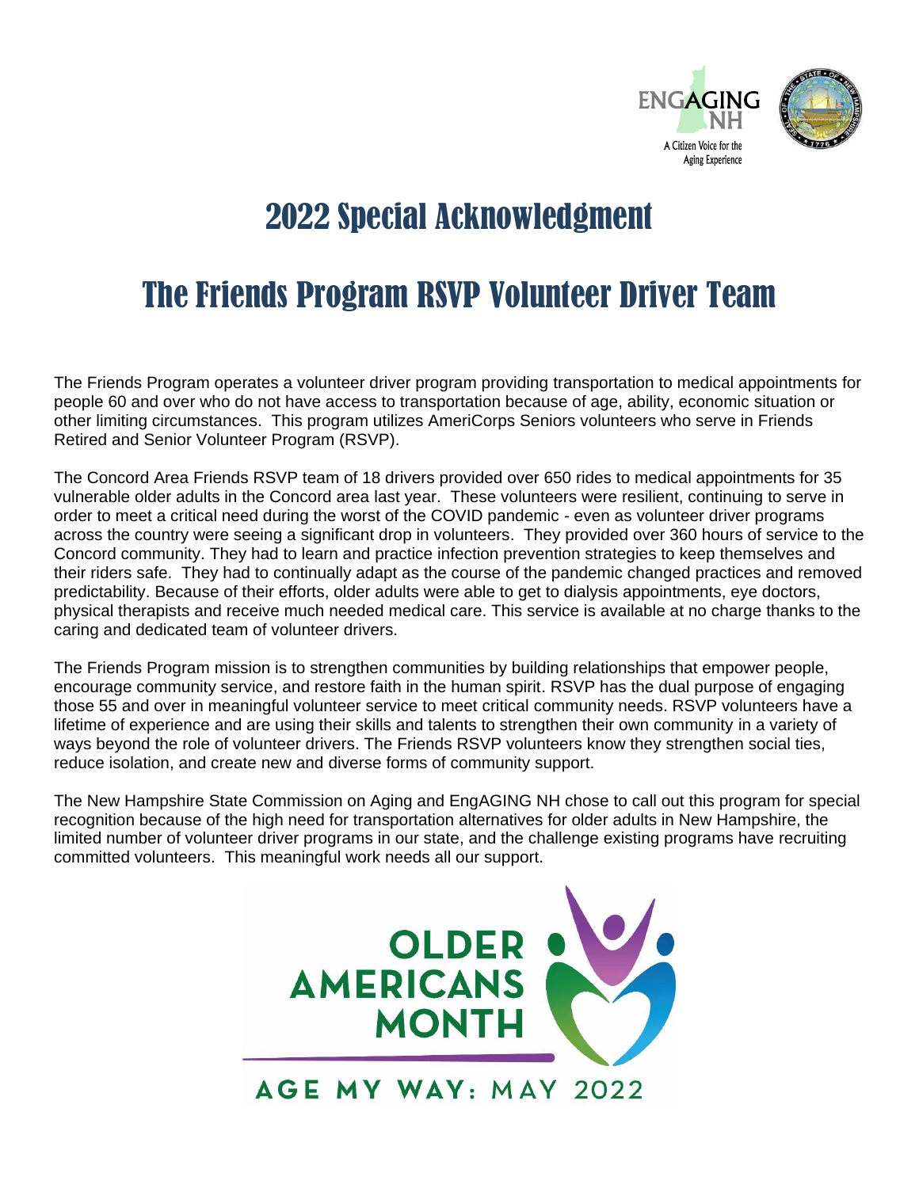ENGAGING NH

A Citizen Voice for the Aging Experience

# 2022 Special Acknowledgment

# The Friends Program RSVP Volunteer Driver Team

The Friends Program operates a volunteer driver program providing transportation to medical appointments for people 60 and over who do not have access to transportation because of age, ability, economic situation or other limiting circumstances. This program utilizes AmeriCorps Seniors volunteers who serve in Friends Retired and Senior Volunteer Program (RSVP).

The Concord Area Friends RSVP team of 18 drivers provided over 650 rides to medical appointments for 35 vulnerable older adults in the Concord area last year. These volunteers were resilient, continuing to serve in order to meet a critical need during the worst of the COVID pandemic - even as volunteer driver programs across the country were seeing a significant drop in volunteers. They provided over 360 hours of service to the Concord community. They had to learn and practice infection prevention strategies to keep themselves and their riders safe. They had to continually adapt as the course of the pandemic changed practices and removed predictability. Because of their efforts, older adults were able to get to dialysis appointments, eye doctors, physical therapists and receive much needed medical care. This service is available at no charge thanks to the caring and dedicated team of volunteer drivers.

The Friends Program mission is to strengthen communities by building relationships that empower people, encourage community service, and restore faith in the human spirit. RSVP has the dual purpose of engaging those 55 and over in meaningful volunteer service to meet critical community needs. RSVP volunteers have a lifetime of experience and are using their skills and talents to strengthen their own community in a variety of ways beyond the role of volunteer drivers. The Friends RSVP volunteers know they strengthen social ties, reduce isolation, and create new and diverse forms of community support.

The New Hampshire State Commission on Aging and EngAGING NH chose to call out this program for special recognition because of the high need for transportation alternatives for older adults in New Hampshire, the limited number of volunteer driver programs in our state, and the challenge existing programs have recruiting committed volunteers. This meaningful work needs all our support.

OLDER AMERICANS MONTH

AGE MY WAY: MAY 2022